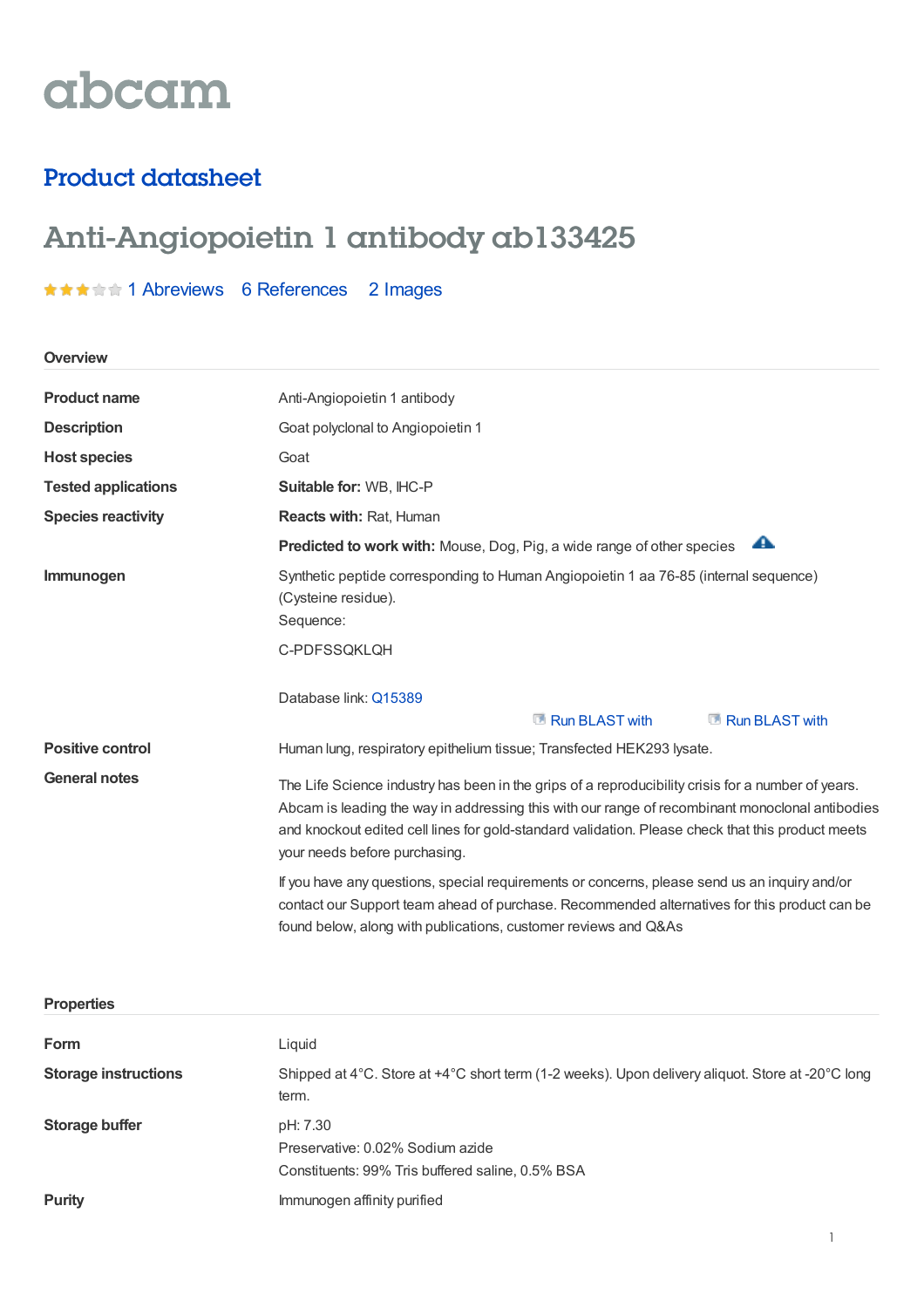abcam

## Product datasheet

# Anti-Angiopoietin 1 antibody ab133425

1 Abreviews 6 References 2 Images

### Overview

| | |
|---|---|
| **Product name** | Anti-Angiopoietin 1 antibody |
| **Description** | Goat polyclonal to Angiopoietin 1 |
| **Host species** | Goat |
| **Tested applications** | **Suitable for:** WB, IHC-P |
| **Species reactivity** | **Reacts with:** Rat, Human |
| | **Predicted to work with:** Mouse, Dog, Pig, a wide range of other species |
| **Immunogen** | Synthetic peptide corresponding to Human Angiopoietin 1 aa 76-85 (internal sequence) (Cysteine residue).<br>Sequence:<br>C-PDFSSQKLQH<br><br>Database link: Q15389<br>Run BLAST with Run BLAST with |
| **Positive control** | Human lung, respiratory epithelium tissue; Transfected HEK293 lysate. |
| **General notes** | The Life Science industry has been in the grips of a reproducibility crisis for a number of years. Abcam is leading the way in addressing this with our range of recombinant monoclonal antibodies and knockout edited cell lines for gold-standard validation. Please check that this product meets your needs before purchasing.<br><br>If you have any questions, special requirements or concerns, please send us an inquiry and/or contact our Support team ahead of purchase. Recommended alternatives for this product can be found below, along with publications, customer reviews and Q&As |

### Properties

| | |
|---|---|
| **Form** | Liquid |
| **Storage instructions** | Shipped at 4°C. Store at +4°C short term (1-2 weeks). Upon delivery aliquot. Store at -20°C long term. |
| **Storage buffer** | pH: 7.30<br>Preservative: 0.02% Sodium azide<br>Constituents: 99% Tris buffered saline, 0.5% BSA |
| **Purity** | Immunogen affinity purified |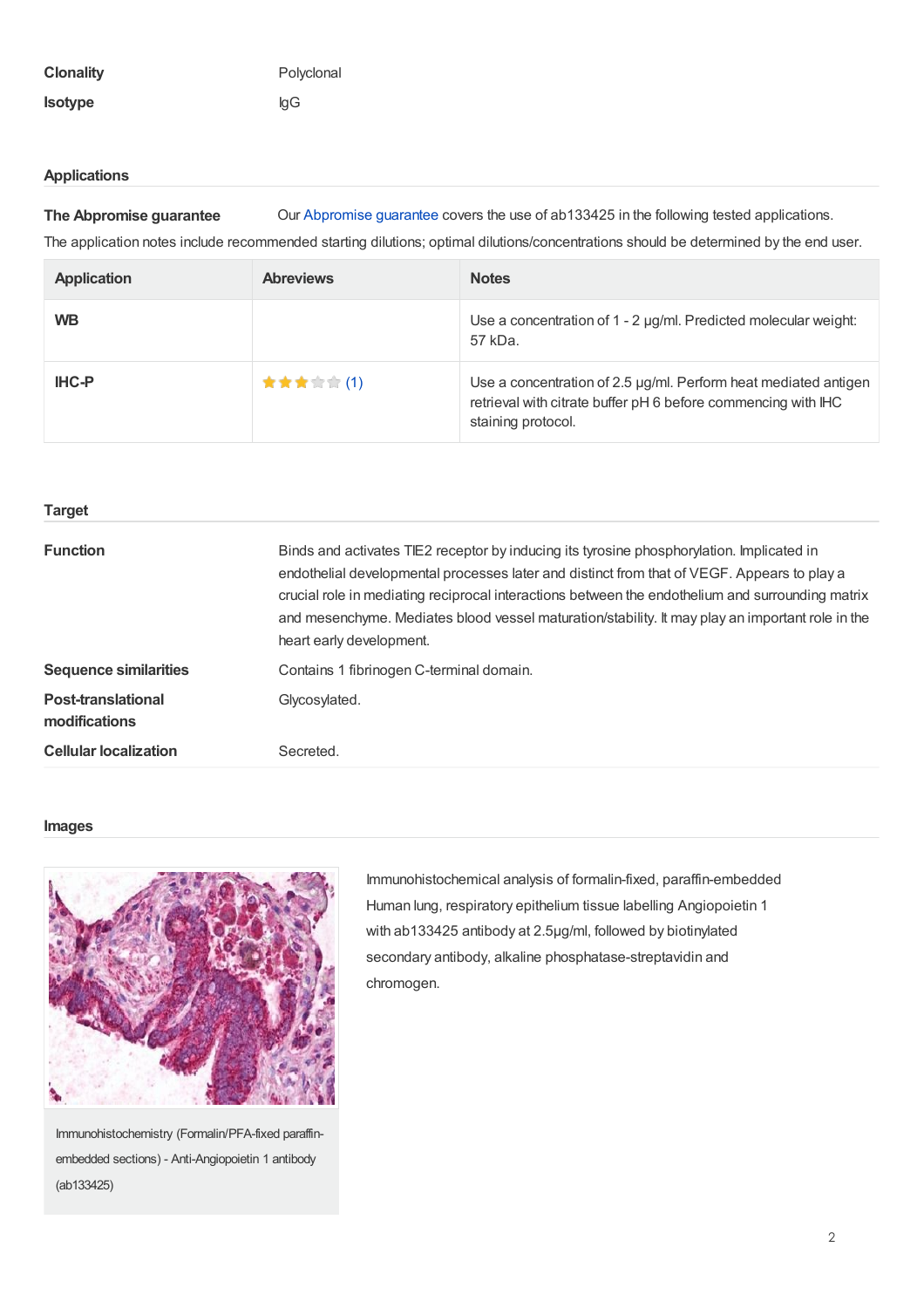| | |
|---|---|
| **Clonality** | Polyclonal |
| **Isotype** | IgG |

## Applications

**The Abpromise guarantee** Our Abpromise guarantee covers the use of ab133425 in the following tested applications.

The application notes include recommended starting dilutions; optimal dilutions/concentrations should be determined by the end user.

| Application | Abreviews | Notes |
|---|---|---|
| **WB** | | Use a concentration of 1 - 2 µg/ml. Predicted molecular weight: 57 kDa. |
| **IHC-P** | ★★★☆☆ (1) | Use a concentration of 2.5 µg/ml. Perform heat mediated antigen retrieval with citrate buffer pH 6 before commencing with IHC staining protocol. |

## Target

| | |
|---|---|
| **Function** | Binds and activates TIE2 receptor by inducing its tyrosine phosphorylation. Implicated in endothelial developmental processes later and distinct from that of VEGF. Appears to play a crucial role in mediating reciprocal interactions between the endothelium and surrounding matrix and mesenchyme. Mediates blood vessel maturation/stability. It may play an important role in the heart early development. |
| **Sequence similarities** | Contains 1 fibrinogen C-terminal domain. |
| **Post-translational modifications** | Glycosylated. |
| **Cellular localization** | Secreted. |

## Images

Immunohistochemistry (Formalin/PFA-fixed paraffin-embedded sections) - Anti-Angiopoietin 1 antibody (ab133425)

Immunohistochemical analysis of formalin-fixed, paraffin-embedded Human lung, respiratory epithelium tissue labelling Angiopoietin 1 with ab133425 antibody at 2.5µg/ml, followed by biotinylated secondary antibody, alkaline phosphatase-streptavidin and chromogen.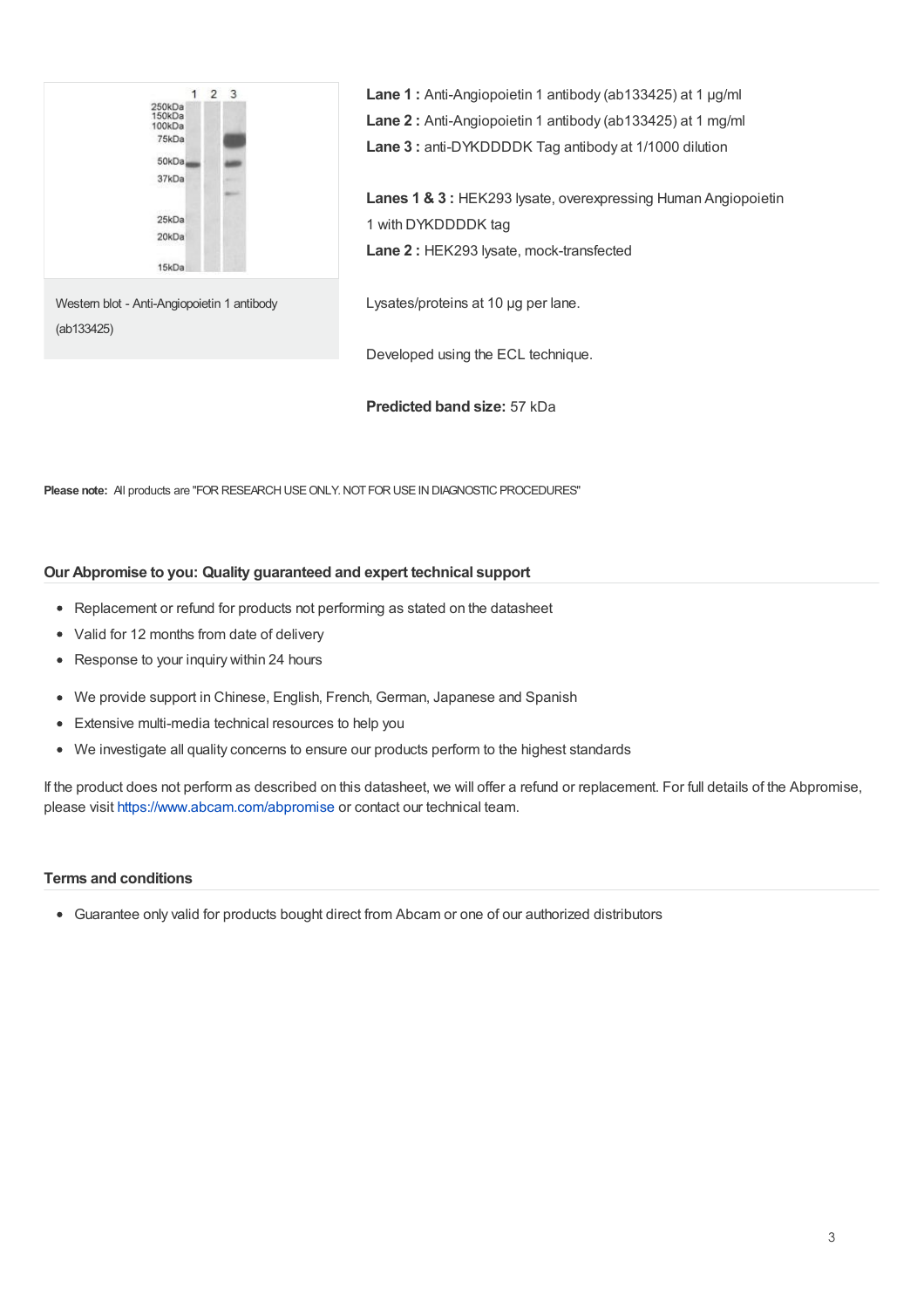1 2 3

250kDa
150kDa
100kDa
75kDa
50kDa
37kDa
25kDa
20kDa
15kDa

Western blot - Anti-Angiopoietin 1 antibody (ab133425)

**Lane 1 :** Anti-Angiopoietin 1 antibody (ab133425) at 1 µg/ml

**Lane 2 :** Anti-Angiopoietin 1 antibody (ab133425) at 1 mg/ml

**Lane 3 :** anti-DYKDDDDK Tag antibody at 1/1000 dilution

**Lanes 1 & 3 :** HEK293 lysate, overexpressing Human Angiopoietin 1 with DYKDDDDK tag

**Lane 2 :** HEK293 lysate, mock-transfected

Lysates/proteins at 10 µg per lane.

Developed using the ECL technique.

**Predicted band size:** 57 kDa

**Please note:** All products are "FOR RESEARCH USE ONLY. NOT FOR USE IN DIAGNOSTIC PROCEDURES"

### Our Abpromise to you: Quality guaranteed and expert technical support

- Replacement or refund for products not performing as stated on the datasheet
- Valid for 12 months from date of delivery
- Response to your inquiry within 24 hours

- We provide support in Chinese, English, French, German, Japanese and Spanish
- Extensive multi-media technical resources to help you
- We investigate all quality concerns to ensure our products perform to the highest standards

If the product does not perform as described on this datasheet, we will offer a refund or replacement. For full details of the Abpromise, please visit https://www.abcam.com/abpromise or contact our technical team.

### Terms and conditions

- Guarantee only valid for products bought direct from Abcam or one of our authorized distributors